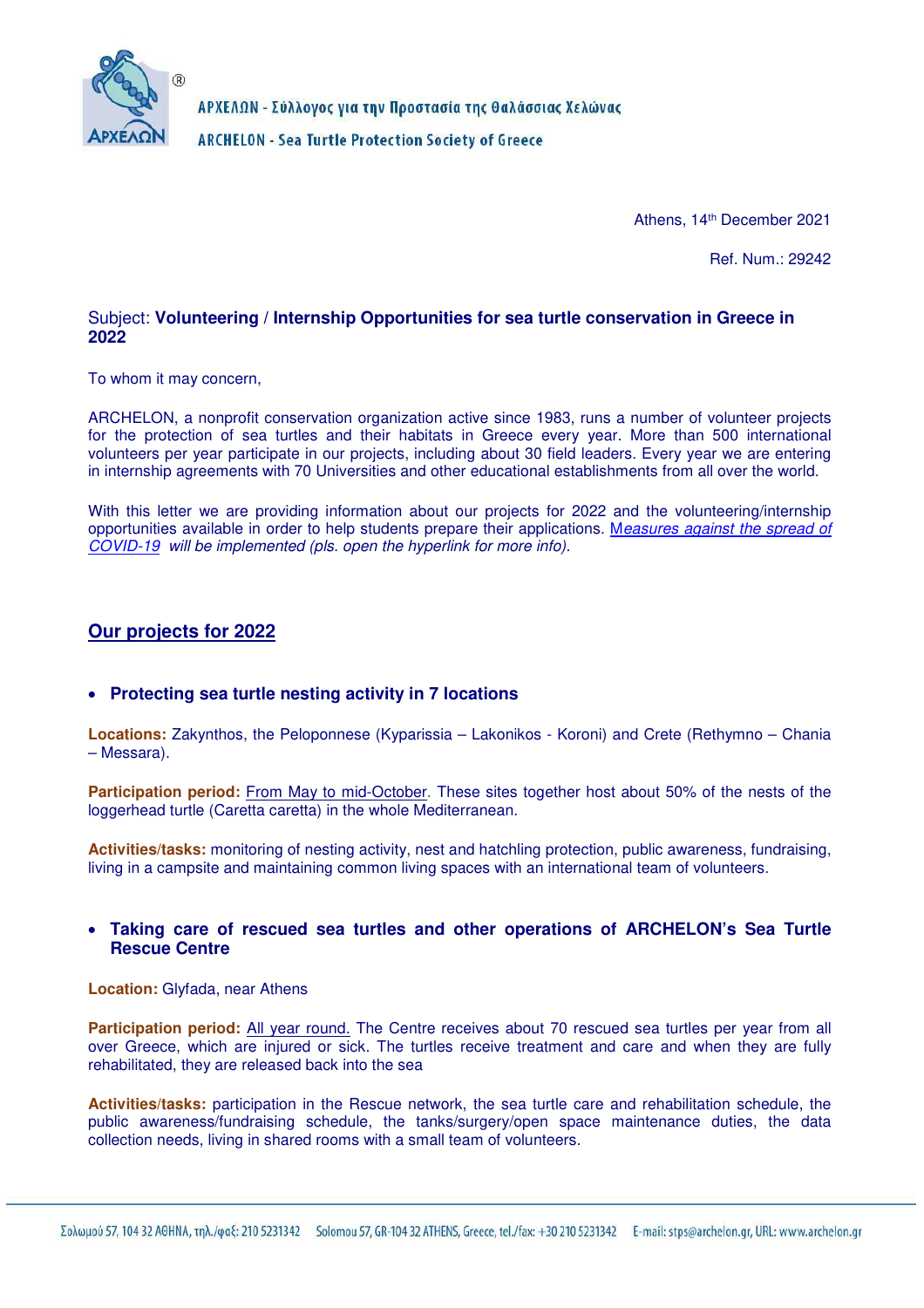ΑΡΧΕΛΩΝ - Σύλλογος για την Προστασία της Θαλάσσιας Χελώνας

ARCHELON - Sea Turtle Protection Society of Greece

Athens, 14th December 2021

Ref. Num.: 29242

Subject: **Volunteering / Internship Opportunities for sea turtle conservation in Greece in 2022**

To whom it may concern,

ARCHELON, a nonprofit conservation organization active since 1983, runs a number of volunteer projects for the protection of sea turtles and their habitats in Greece every year. More than 500 international volunteers per year participate in our projects, including about 30 field leaders. Every year we are entering in internship agreements with 70 Universities and other educational establishments from all over the world.

With this letter we are providing information about our projects for 2022 and the volunteering/internship opportunities available in order to help students prepare their applications. *Measures against the spread of COVID-19 will be implemented (pls. open the hyperlink for more info).*

## Our projects for 2022

- **Protecting sea turtle nesting activity in 7 locations**

**Locations:** Zakynthos, the Peloponnese (Kyparissia – Lakonikos - Koroni) and Crete (Rethymno – Chania – Messara).

**Participation period:** From May to mid-October. These sites together host about 50% of the nests of the loggerhead turtle (Caretta caretta) in the whole Mediterranean.

**Activities/tasks:** monitoring of nesting activity, nest and hatchling protection, public awareness, fundraising, living in a campsite and maintaining common living spaces with an international team of volunteers.

- **Taking care of rescued sea turtles and other operations of ARCHELON's Sea Turtle Rescue Centre**

**Location:** Glyfada, near Athens

**Participation period:** All year round. The Centre receives about 70 rescued sea turtles per year from all over Greece, which are injured or sick. The turtles receive treatment and care and when they are fully rehabilitated, they are released back into the sea

**Activities/tasks:** participation in the Rescue network, the sea turtle care and rehabilitation schedule, the public awareness/fundraising schedule, the tanks/surgery/open space maintenance duties, the data collection needs, living in shared rooms with a small team of volunteers.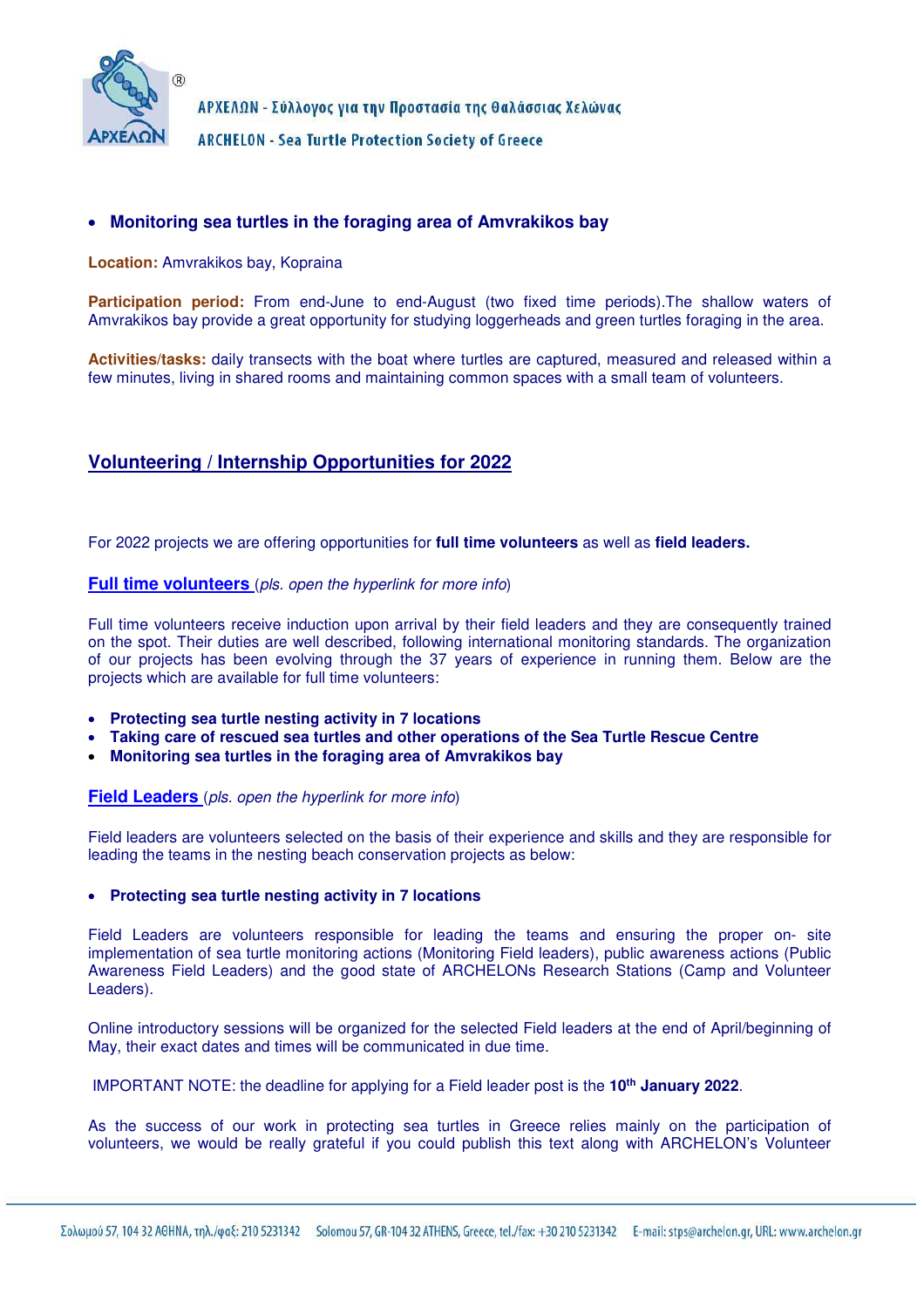- **Monitoring sea turtles in the foraging area of Amvrakikos bay**

**Location:** Amvrakikos bay, Kopraina

**Participation period:** From end-June to end-August (two fixed time periods).The shallow waters of Amvrakikos bay provide a great opportunity for studying loggerheads and green turtles foraging in the area.

**Activities/tasks:** daily transects with the boat where turtles are captured, measured and released within a few minutes, living in shared rooms and maintaining common spaces with a small team of volunteers.

## Volunteering / Internship Opportunities for 2022

For 2022 projects we are offering opportunities for **full time volunteers** as well as **field leaders.**

**Full time volunteers** (*pls. open the hyperlink for more info*)

Full time volunteers receive induction upon arrival by their field leaders and they are consequently trained on the spot. Their duties are well described, following international monitoring standards. The organization of our projects has been evolving through the 37 years of experience in running them. Below are the projects which are available for full time volunteers:

- **Protecting sea turtle nesting activity in 7 locations**
- **Taking care of rescued sea turtles and other operations of the Sea Turtle Rescue Centre**
- **Monitoring sea turtles in the foraging area of Amvrakikos bay**

**Field Leaders** (*pls. open the hyperlink for more info*)

Field leaders are volunteers selected on the basis of their experience and skills and they are responsible for leading the teams in the nesting beach conservation projects as below:

- **Protecting sea turtle nesting activity in 7 locations**

Field Leaders are volunteers responsible for leading the teams and ensuring the proper on- site implementation of sea turtle monitoring actions (Monitoring Field leaders), public awareness actions (Public Awareness Field Leaders) and the good state of ARCHELONs Research Stations (Camp and Volunteer Leaders).

Online introductory sessions will be organized for the selected Field leaders at the end of April/beginning of May, their exact dates and times will be communicated in due time.

IMPORTANT NOTE: the deadline for applying for a Field leader post is the **10th January 2022**.

As the success of our work in protecting sea turtles in Greece relies mainly on the participation of volunteers, we would be really grateful if you could publish this text along with ARCHELON's Volunteer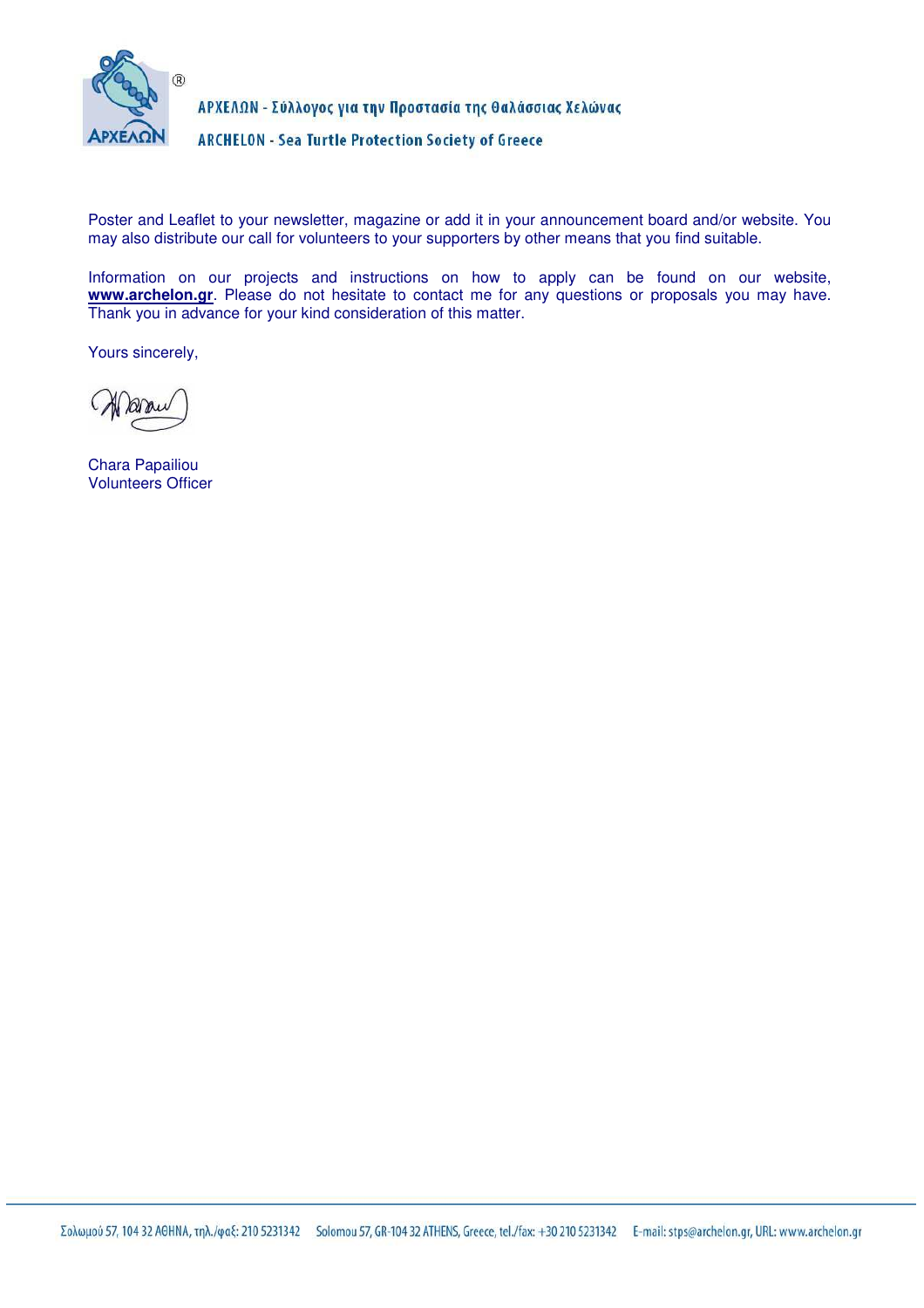Poster and Leaflet to your newsletter, magazine or add it in your announcement board and/or website. You may also distribute our call for volunteers to your supporters by other means that you find suitable.

Information on our projects and instructions on how to apply can be found on our website, **www.archelon.gr**. Please do not hesitate to contact me for any questions or proposals you may have. Thank you in advance for your kind consideration of this matter.

Yours sincerely,

Chara Papailiou
Volunteers Officer